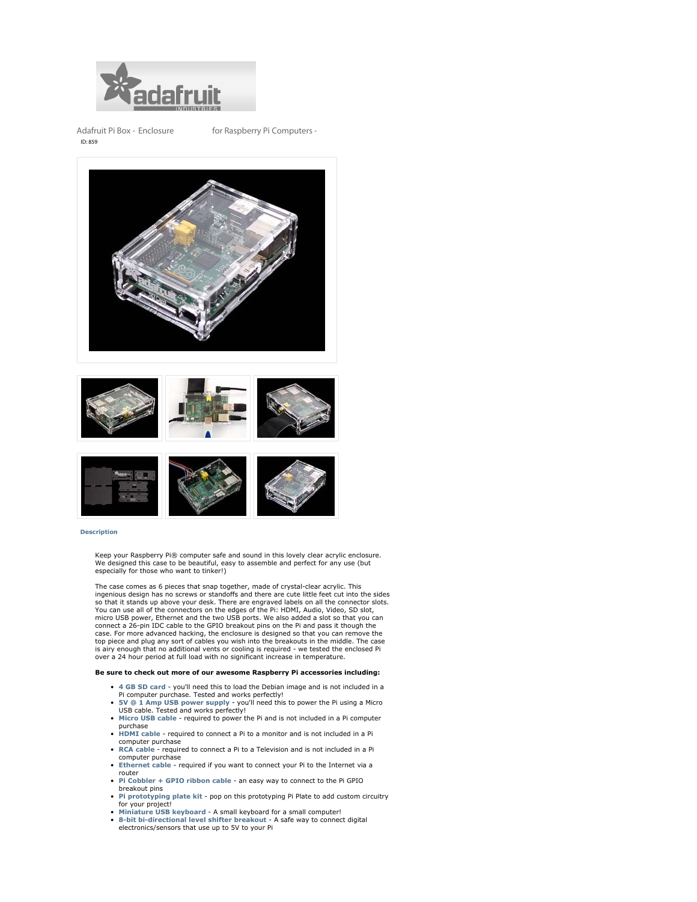Adafruit Pi Box - Enclosure for Raspberry Pi Computers -

ID: 859

**Description**

Keep your Raspberry Pi® computer safe and sound in this lovely clear acrylic enclosure. We designed this case to be beautiful, easy to assemble and perfect for any use (but especially for those who want to tinker!)

The case comes as 6 pieces that snap together, made of crystal-clear acrylic. This ingenious design has no screws or standoffs and there are cute little feet cut into the sides so that it stands up above your desk. There are engraved labels on all the connector slots. You can use all of the connectors on the edges of the Pi: HDMI, Audio, Video, SD slot, micro USB power, Ethernet and the two USB ports. We also added a slot so that you can connect a 26-pin IDC cable to the GPIO breakout pins on the Pi and pass it though the case. For more advanced hacking, the enclosure is designed so that you can remove the top piece and plug any sort of cables you wish into the breakouts in the middle. The case is airy enough that no additional vents or cooling is required - we tested the enclosed Pi over a 24 hour period at full load with no significant increase in temperature.

**Be sure to check out more of our awesome Raspberry Pi accessories including:**

- **4 GB SD card** - you'll need this to load the Debian image and is not included in a Pi computer purchase. Tested and works perfectly!
- **5V @ 1 Amp USB power supply** - you'll need this to power the Pi using a Micro USB cable. Tested and works perfectly!
- **Micro USB cable** - required to power the Pi and is not included in a Pi computer purchase
- **HDMI cable** - required to connect a Pi to a monitor and is not included in a Pi computer purchase
- **RCA cable** - required to connect a Pi to a Television and is not included in a Pi computer purchase
- **Ethernet cable** - required if you want to connect your Pi to the Internet via a router
- **Pi Cobbler + GPIO ribbon cable** - an easy way to connect to the Pi GPIO breakout pins
- **Pi prototyping plate kit** - pop on this prototyping Pi Plate to add custom circuitry for your project!
- **Miniature USB keyboard** - A small keyboard for a small computer!
- **8-bit bi-directional level shifter breakout** - A safe way to connect digital electronics/sensors that use up to 5V to your Pi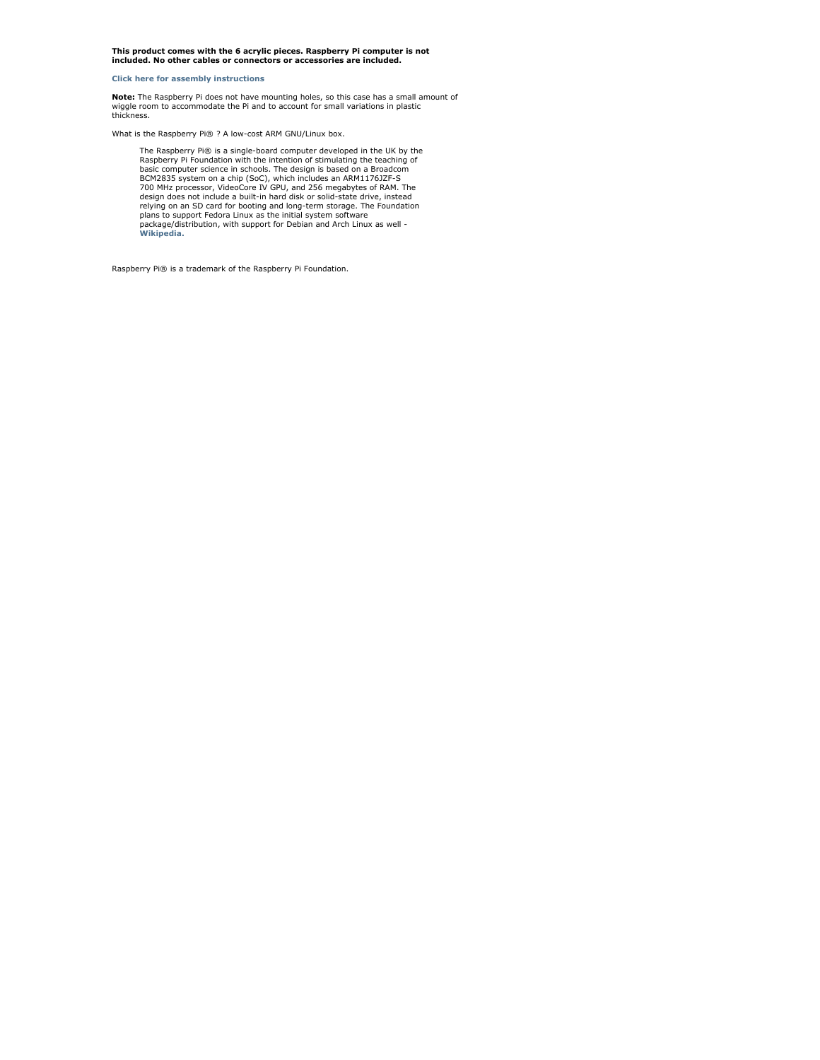**This product comes with the 6 acrylic pieces. Raspberry Pi computer is not included. No other cables or connectors or accessories are included.**

**Click here for assembly instructions**

**Note:** The Raspberry Pi does not have mounting holes, so this case has a small amount of wiggle room to accommodate the Pi and to account for small variations in plastic thickness.

What is the Raspberry Pi® ? A low-cost ARM GNU/Linux box.

> The Raspberry Pi® is a single-board computer developed in the UK by the Raspberry Pi Foundation with the intention of stimulating the teaching of basic computer science in schools. The design is based on a Broadcom BCM2835 system on a chip (SoC), which includes an ARM1176JZF-S 700 MHz processor, VideoCore IV GPU, and 256 megabytes of RAM. The design does not include a built-in hard disk or solid-state drive, instead relying on an SD card for booting and long-term storage. The Foundation plans to support Fedora Linux as the initial system software package/distribution, with support for Debian and Arch Linux as well - **Wikipedia**.

Raspberry Pi® is a trademark of the Raspberry Pi Foundation.